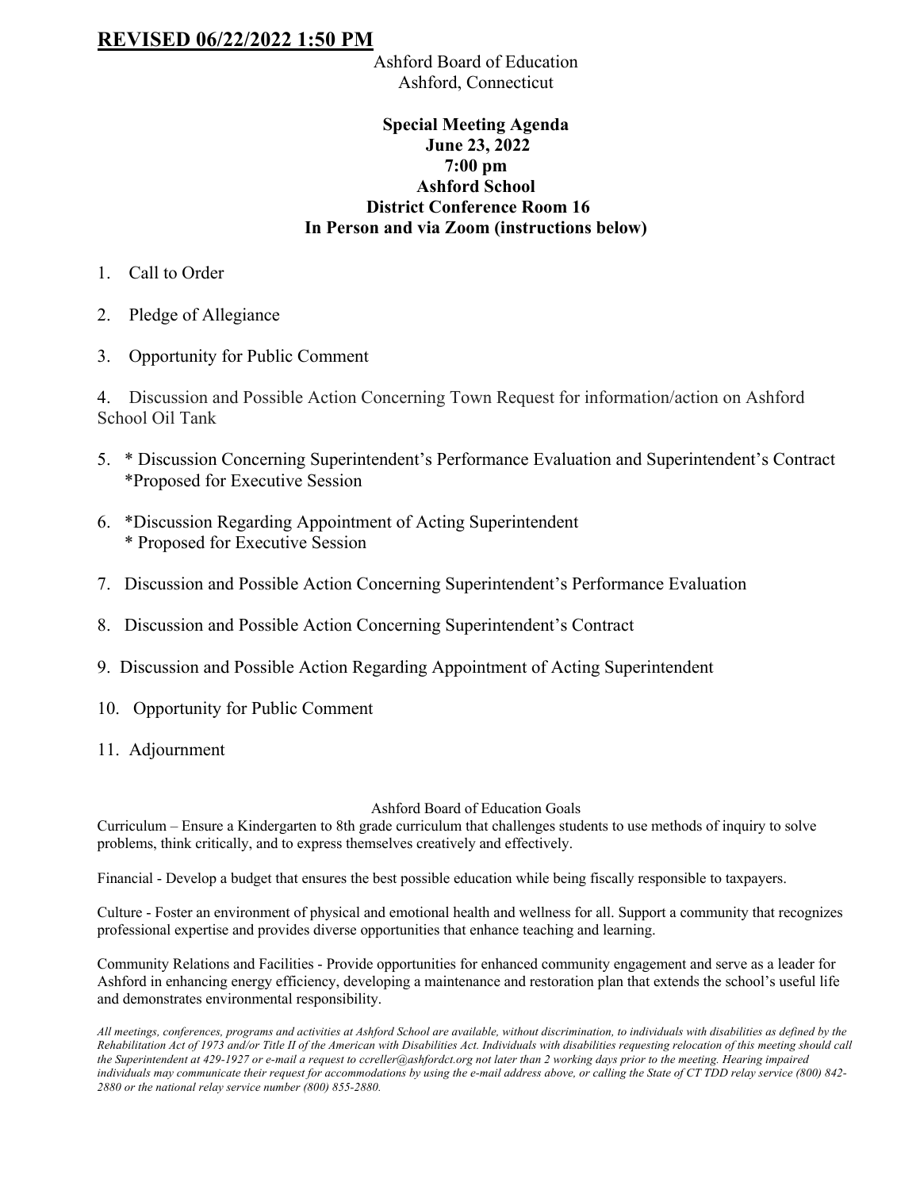**REVISED 06/22/2022 1:50 PM**

Ashford Board of Education
Ashford, Connecticut

**Special Meeting Agenda**
**June 23, 2022**
**7:00 pm**
**Ashford School**
**District Conference Room 16**
**In Person and via Zoom (instructions below)**

1. Call to Order

2. Pledge of Allegiance

3. Opportunity for Public Comment

4. Discussion and Possible Action Concerning Town Request for information/action on Ashford School Oil Tank

5. * Discussion Concerning Superintendent's Performance Evaluation and Superintendent's Contract
   *Proposed for Executive Session

6. *Discussion Regarding Appointment of Acting Superintendent
   * Proposed for Executive Session

7. Discussion and Possible Action Concerning Superintendent's Performance Evaluation

8. Discussion and Possible Action Concerning Superintendent's Contract

9. Discussion and Possible Action Regarding Appointment of Acting Superintendent

10. Opportunity for Public Comment

11. Adjournment

Ashford Board of Education Goals

Curriculum – Ensure a Kindergarten to 8th grade curriculum that challenges students to use methods of inquiry to solve problems, think critically, and to express themselves creatively and effectively.

Financial - Develop a budget that ensures the best possible education while being fiscally responsible to taxpayers.

Culture - Foster an environment of physical and emotional health and wellness for all. Support a community that recognizes professional expertise and provides diverse opportunities that enhance teaching and learning.

Community Relations and Facilities - Provide opportunities for enhanced community engagement and serve as a leader for Ashford in enhancing energy efficiency, developing a maintenance and restoration plan that extends the school's useful life and demonstrates environmental responsibility.

*All meetings, conferences, programs and activities at Ashford School are available, without discrimination, to individuals with disabilities as defined by the Rehabilitation Act of 1973 and/or Title II of the American with Disabilities Act. Individuals with disabilities requesting relocation of this meeting should call the Superintendent at 429-1927 or e-mail a request to ccreller@ashfordct.org not later than 2 working days prior to the meeting. Hearing impaired individuals may communicate their request for accommodations by using the e-mail address above, or calling the State of CT TDD relay service (800) 842-2880 or the national relay service number (800) 855-2880.*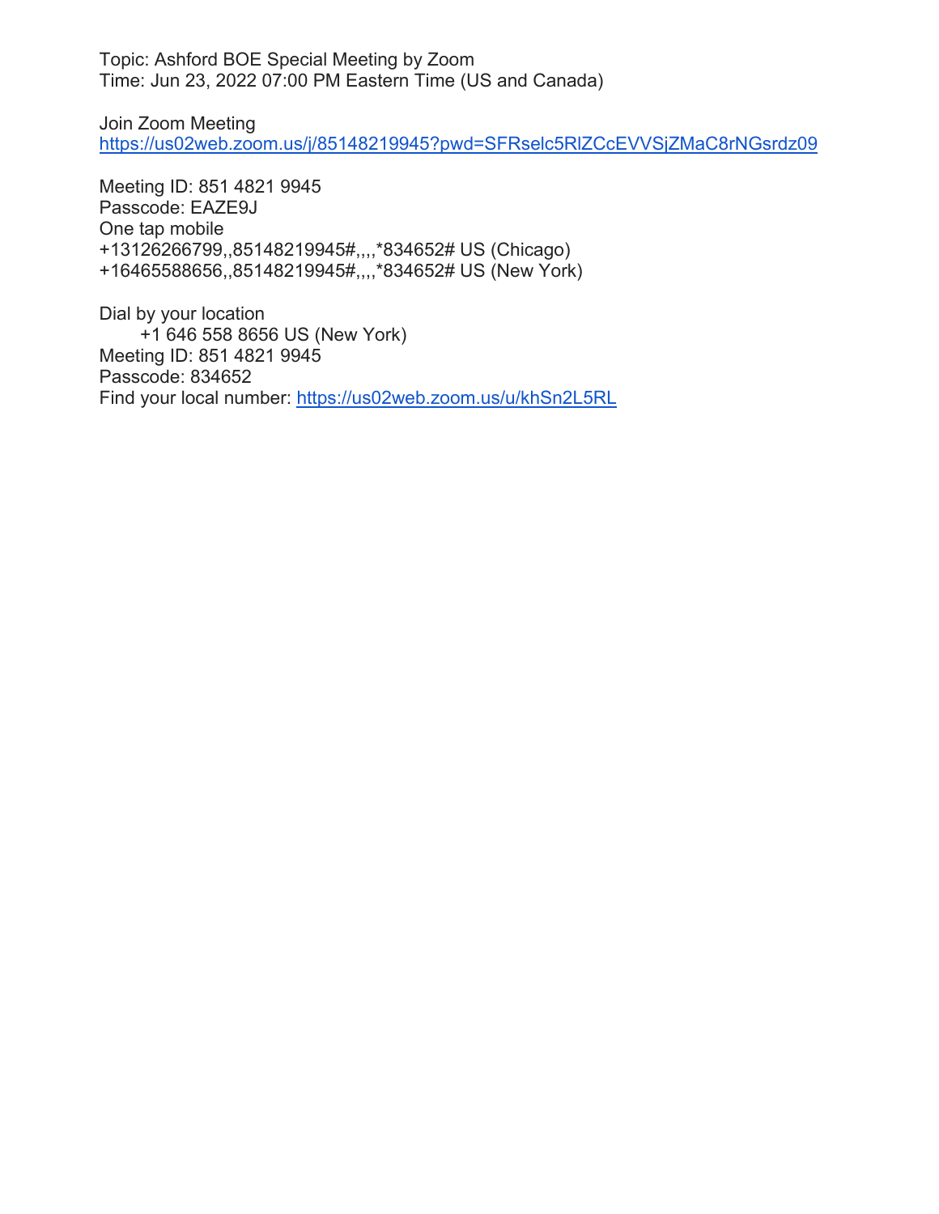Topic: Ashford BOE Special Meeting by Zoom
Time: Jun 23, 2022 07:00 PM Eastern Time (US and Canada)

Join Zoom Meeting
https://us02web.zoom.us/j/85148219945?pwd=SFRselc5RlZCcEVVSjZMaC8rNGsrdz09

Meeting ID: 851 4821 9945
Passcode: EAZE9J
One tap mobile
+13126266799,,85148219945#,,,,*834652# US (Chicago)
+16465588656,,85148219945#,,,,*834652# US (New York)

Dial by your location
+1 646 558 8656 US (New York)
Meeting ID: 851 4821 9945
Passcode: 834652
Find your local number: https://us02web.zoom.us/u/khSn2L5RL